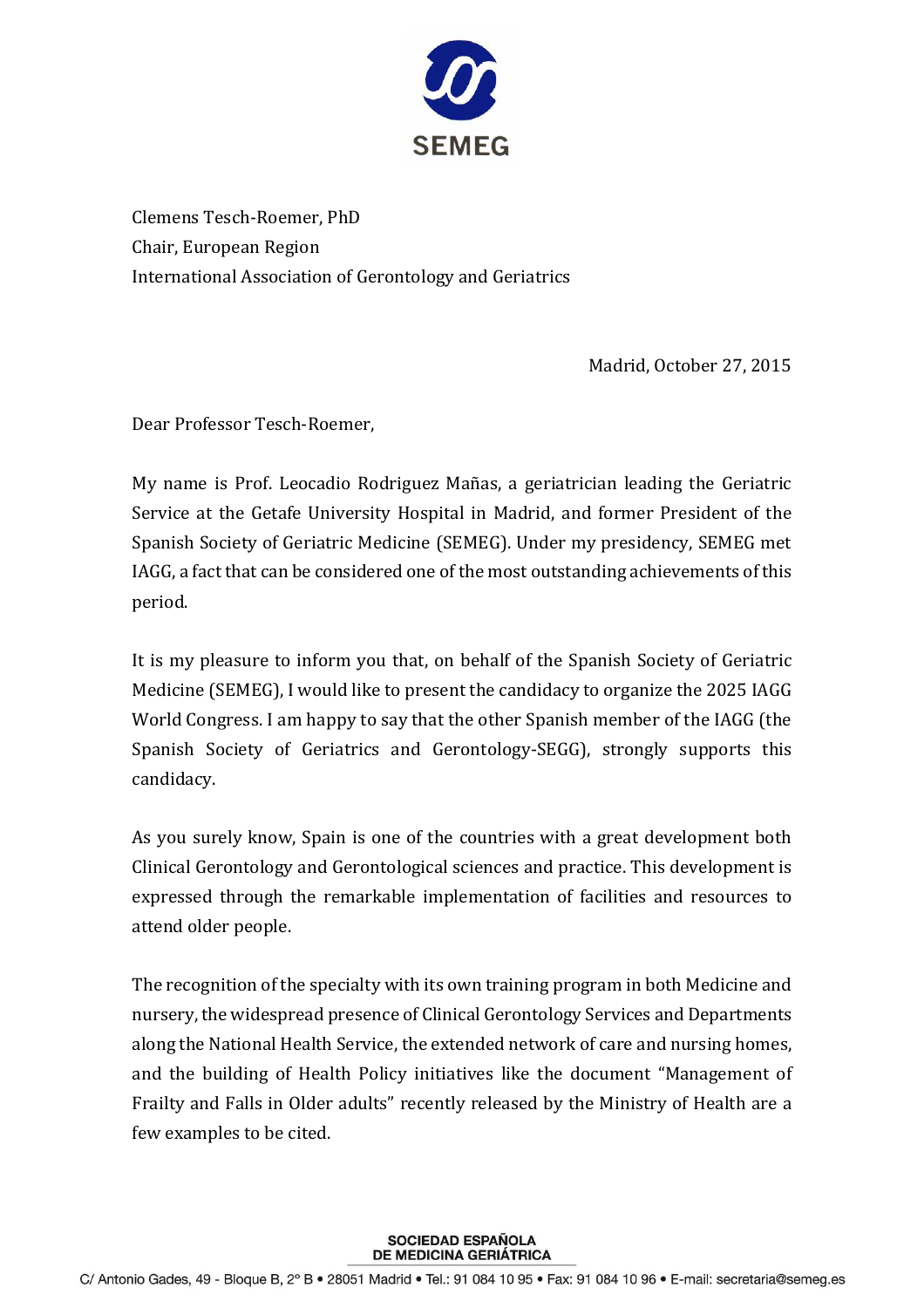SEMEG

Clemens Tesch-Roemer, PhD
Chair, European Region
International Association of Gerontology and Geriatrics

Madrid, October 27, 2015

Dear Professor Tesch-Roemer,

My name is Prof. Leocadio Rodriguez Mañas, a geriatrician leading the Geriatric Service at the Getafe University Hospital in Madrid, and former President of the Spanish Society of Geriatric Medicine (SEMEG). Under my presidency, SEMEG met IAGG, a fact that can be considered one of the most outstanding achievements of this period.

It is my pleasure to inform you that, on behalf of the Spanish Society of Geriatric Medicine (SEMEG), I would like to present the candidacy to organize the 2025 IAGG World Congress. I am happy to say that the other Spanish member of the IAGG (the Spanish Society of Geriatrics and Gerontology-SEGG), strongly supports this candidacy.

As you surely know, Spain is one of the countries with a great development both Clinical Gerontology and Gerontological sciences and practice. This development is expressed through the remarkable implementation of facilities and resources to attend older people.

The recognition of the specialty with its own training program in both Medicine and nursery, the widespread presence of Clinical Gerontology Services and Departments along the National Health Service, the extended network of care and nursing homes, and the building of Health Policy initiatives like the document "Management of Frailty and Falls in Older adults" recently released by the Ministry of Health are a few examples to be cited.

SOCIEDAD ESPAÑOLA DE MEDICINA GERIÁTRICA
C/ Antonio Gades, 49 - Bloque B, 2° B • 28051 Madrid • Tel.: 91 084 10 95 • Fax: 91 084 10 96 • E-mail: secretaria@semeg.es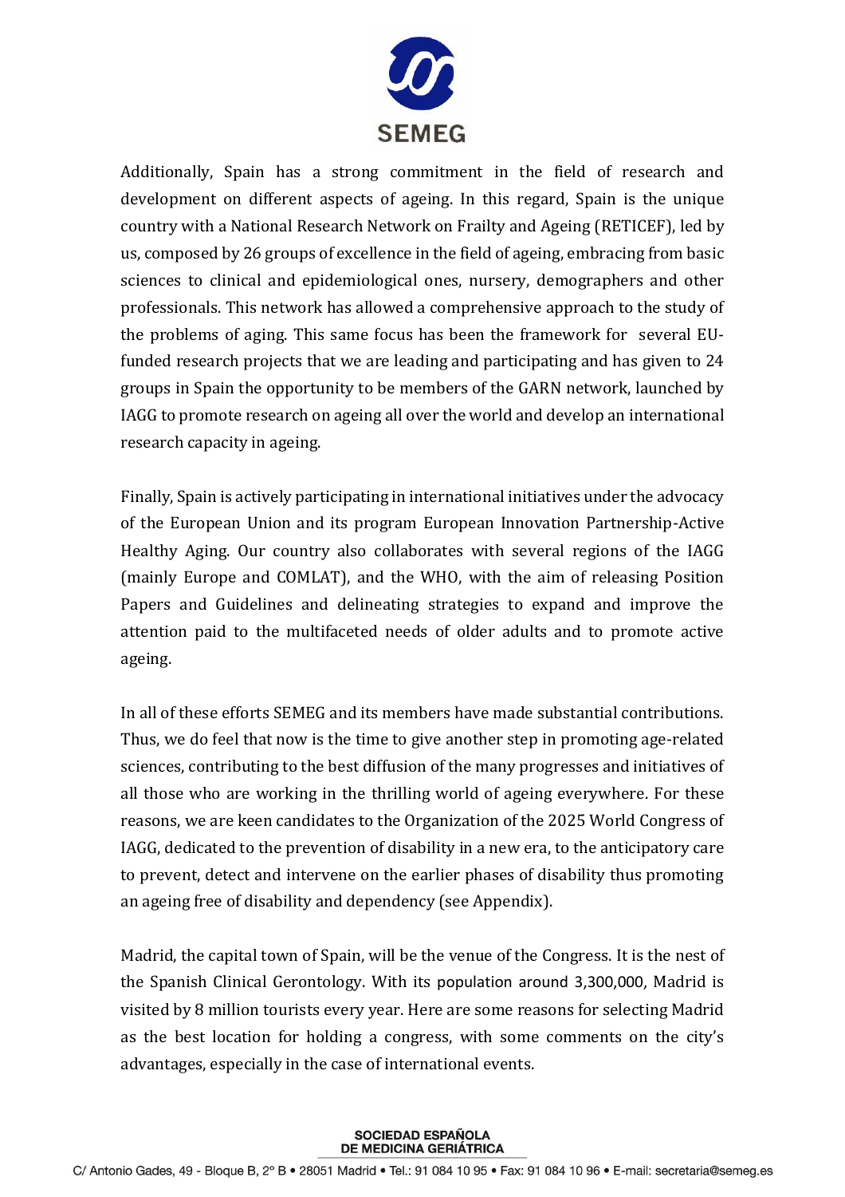Additionally, Spain has a strong commitment in the field of research and development on different aspects of ageing. In this regard, Spain is the unique country with a National Research Network on Frailty and Ageing (RETICEF), led by us, composed by 26 groups of excellence in the field of ageing, embracing from basic sciences to clinical and epidemiological ones, nursery, demographers and other professionals. This network has allowed a comprehensive approach to the study of the problems of aging. This same focus has been the framework for several EU-funded research projects that we are leading and participating and has given to 24 groups in Spain the opportunity to be members of the GARN network, launched by IAGG to promote research on ageing all over the world and develop an international research capacity in ageing.

Finally, Spain is actively participating in international initiatives under the advocacy of the European Union and its program European Innovation Partnership-Active Healthy Aging. Our country also collaborates with several regions of the IAGG (mainly Europe and COMLAT), and the WHO, with the aim of releasing Position Papers and Guidelines and delineating strategies to expand and improve the attention paid to the multifaceted needs of older adults and to promote active ageing.

In all of these efforts SEMEG and its members have made substantial contributions. Thus, we do feel that now is the time to give another step in promoting age-related sciences, contributing to the best diffusion of the many progresses and initiatives of all those who are working in the thrilling world of ageing everywhere. For these reasons, we are keen candidates to the Organization of the 2025 World Congress of IAGG, dedicated to the prevention of disability in a new era, to the anticipatory care to prevent, detect and intervene on the earlier phases of disability thus promoting an ageing free of disability and dependency (see Appendix).

Madrid, the capital town of Spain, will be the venue of the Congress. It is the nest of the Spanish Clinical Gerontology. With its population around 3,300,000, Madrid is visited by 8 million tourists every year. Here are some reasons for selecting Madrid as the best location for holding a congress, with some comments on the city's advantages, especially in the case of international events.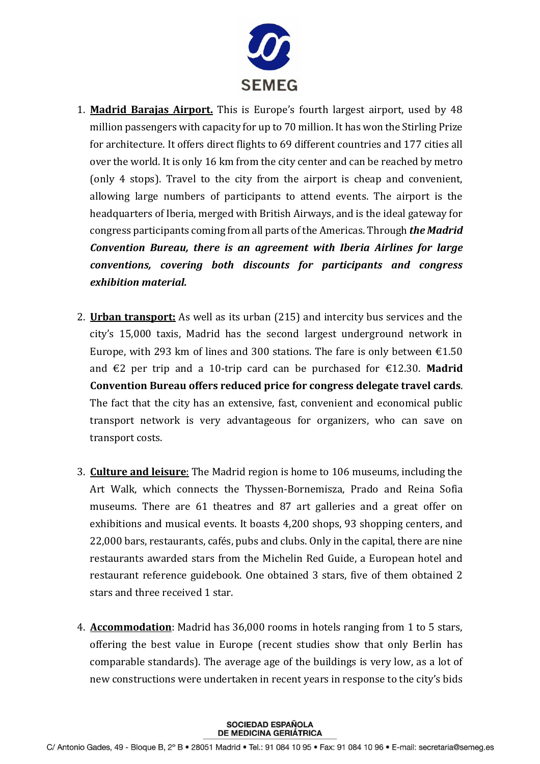1. **Madrid Barajas Airport.** This is Europe's fourth largest airport, used by 48 million passengers with capacity for up to 70 million. It has won the Stirling Prize for architecture. It offers direct flights to 69 different countries and 177 cities all over the world. It is only 16 km from the city center and can be reached by metro (only 4 stops). Travel to the city from the airport is cheap and convenient, allowing large numbers of participants to attend events. The airport is the headquarters of Iberia, merged with British Airways, and is the ideal gateway for congress participants coming from all parts of the Americas. Through ***the Madrid Convention Bureau, there is an agreement with Iberia Airlines for large conventions, covering both discounts for participants and congress exhibition material.***

2. **Urban transport:** As well as its urban (215) and intercity bus services and the city's 15,000 taxis, Madrid has the second largest underground network in Europe, with 293 km of lines and 300 stations. The fare is only between €1.50 and €2 per trip and a 10-trip card can be purchased for €12.30. **Madrid Convention Bureau offers reduced price for congress delegate travel cards**. The fact that the city has an extensive, fast, convenient and economical public transport network is very advantageous for organizers, who can save on transport costs.

3. **Culture and leisure**: The Madrid region is home to 106 museums, including the Art Walk, which connects the Thyssen-Bornemisza, Prado and Reina Sofia museums. There are 61 theatres and 87 art galleries and a great offer on exhibitions and musical events. It boasts 4,200 shops, 93 shopping centers, and 22,000 bars, restaurants, cafés, pubs and clubs. Only in the capital, there are nine restaurants awarded stars from the Michelin Red Guide, a European hotel and restaurant reference guidebook. One obtained 3 stars, five of them obtained 2 stars and three received 1 star.

4. **Accommodation**: Madrid has 36,000 rooms in hotels ranging from 1 to 5 stars, offering the best value in Europe (recent studies show that only Berlin has comparable standards). The average age of the buildings is very low, as a lot of new constructions were undertaken in recent years in response to the city's bids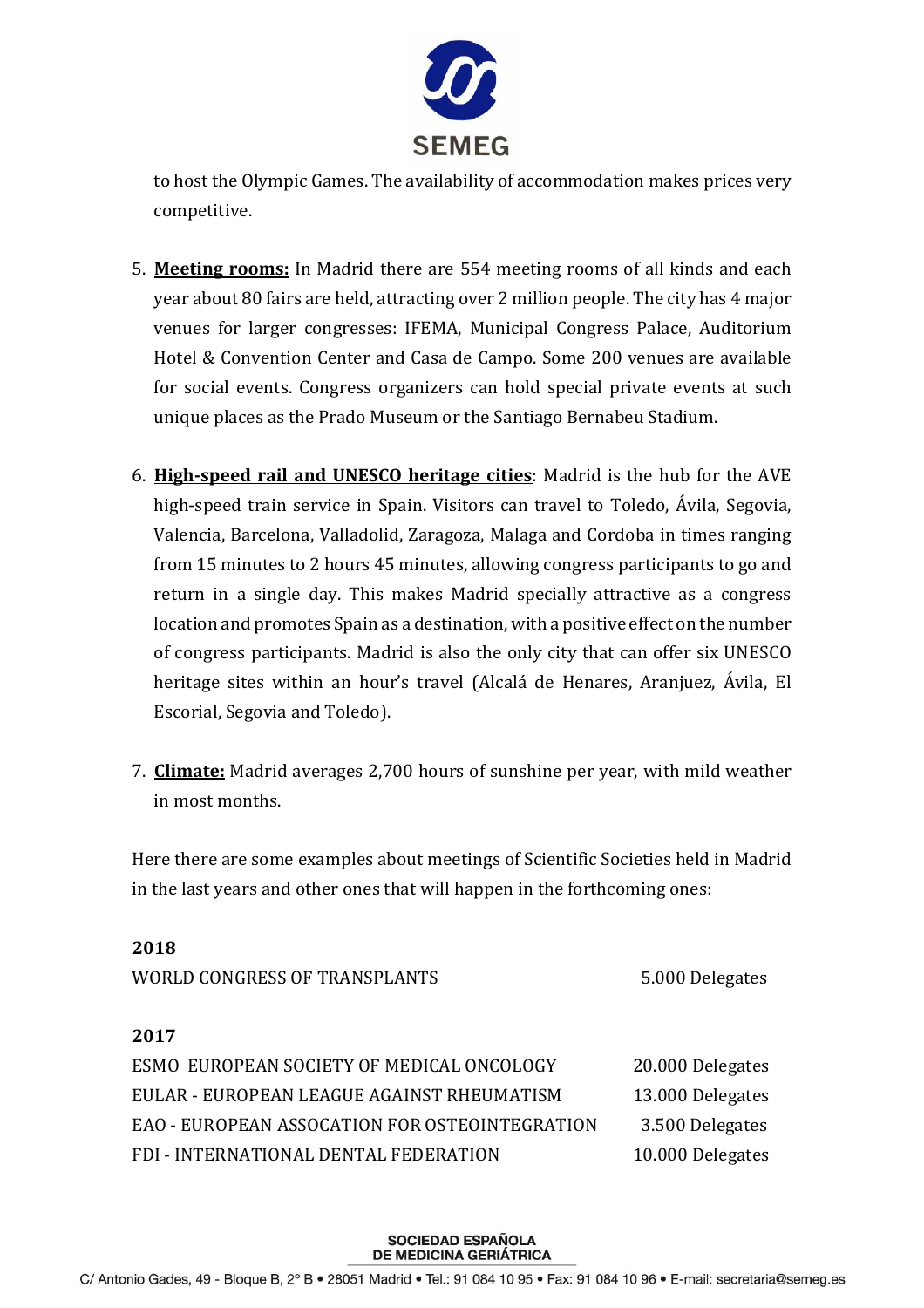to host the Olympic Games. The availability of accommodation makes prices very competitive.

5. **Meeting rooms:** In Madrid there are 554 meeting rooms of all kinds and each year about 80 fairs are held, attracting over 2 million people. The city has 4 major venues for larger congresses: IFEMA, Municipal Congress Palace, Auditorium Hotel & Convention Center and Casa de Campo. Some 200 venues are available for social events. Congress organizers can hold special private events at such unique places as the Prado Museum or the Santiago Bernabeu Stadium.

6. **High-speed rail and UNESCO heritage cities**: Madrid is the hub for the AVE high-speed train service in Spain. Visitors can travel to Toledo, Ávila, Segovia, Valencia, Barcelona, Valladolid, Zaragoza, Malaga and Cordoba in times ranging from 15 minutes to 2 hours 45 minutes, allowing congress participants to go and return in a single day. This makes Madrid specially attractive as a congress location and promotes Spain as a destination, with a positive effect on the number of congress participants. Madrid is also the only city that can offer six UNESCO heritage sites within an hour's travel (Alcalá de Henares, Aranjuez, Ávila, El Escorial, Segovia and Toledo).

7. **Climate:** Madrid averages 2,700 hours of sunshine per year, with mild weather in most months.

Here there are some examples about meetings of Scientific Societies held in Madrid in the last years and other ones that will happen in the forthcoming ones:

**2018**

| | |
|---|---|
| WORLD CONGRESS OF TRANSPLANTS | 5.000 Delegates |

**2017**

| | |
|---|---|
| ESMO EUROPEAN SOCIETY OF MEDICAL ONCOLOGY | 20.000 Delegates |
| EULAR - EUROPEAN LEAGUE AGAINST RHEUMATISM | 13.000 Delegates |
| EAO - EUROPEAN ASSOCATION FOR OSTEOINTEGRATION | 3.500 Delegates |
| FDI - INTERNATIONAL DENTAL FEDERATION | 10.000 Delegates |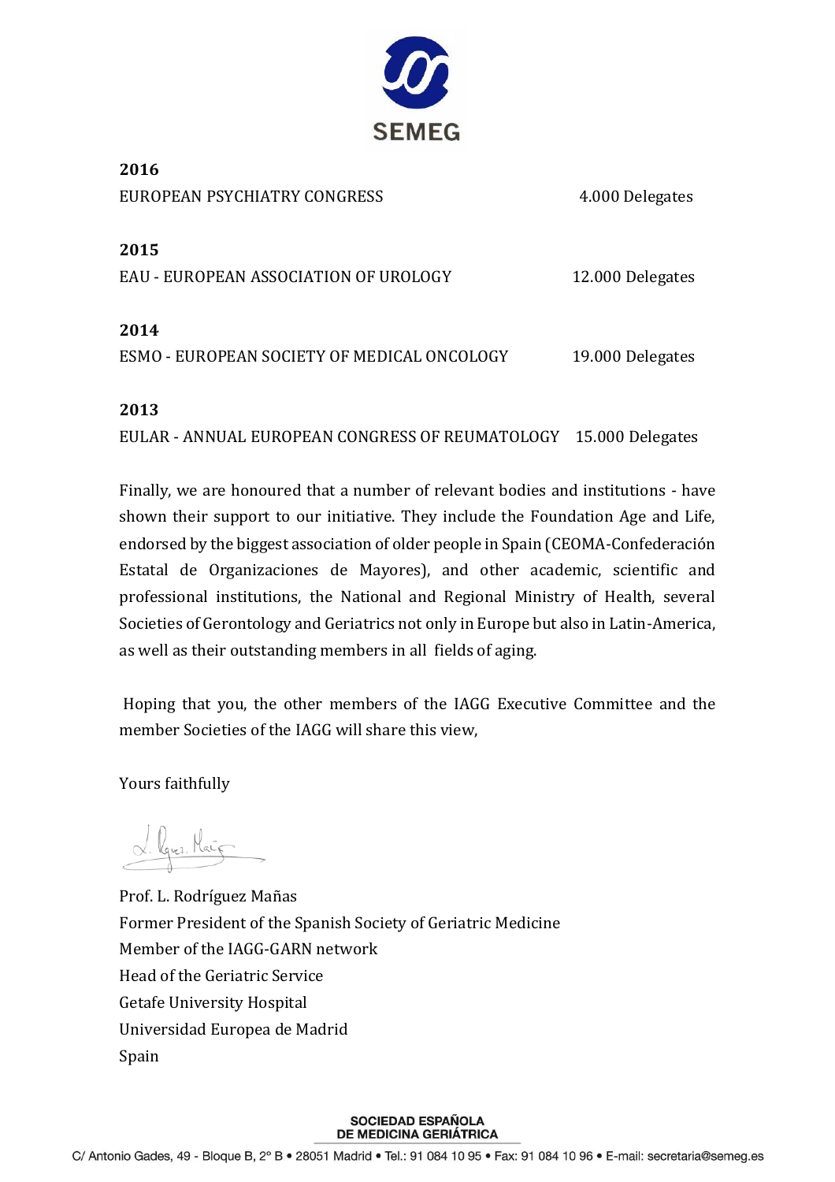SEMEG

**2016**

EUROPEAN PSYCHIATRY CONGRESS 4.000 Delegates

**2015**

EAU - EUROPEAN ASSOCIATION OF UROLOGY 12.000 Delegates

**2014**

ESMO - EUROPEAN SOCIETY OF MEDICAL ONCOLOGY 19.000 Delegates

**2013**

EULAR - ANNUAL EUROPEAN CONGRESS OF REUMATOLOGY 15.000 Delegates

Finally, we are honoured that a number of relevant bodies and institutions - have shown their support to our initiative. They include the Foundation Age and Life, endorsed by the biggest association of older people in Spain (CEOMA-Confederación Estatal de Organizaciones de Mayores), and other academic, scientific and professional institutions, the National and Regional Ministry of Health, several Societies of Gerontology and Geriatrics not only in Europe but also in Latin-America, as well as their outstanding members in all fields of aging.

Hoping that you, the other members of the IAGG Executive Committee and the member Societies of the IAGG will share this view,

Yours faithfully

Prof. L. Rodríguez Mañas
Former President of the Spanish Society of Geriatric Medicine
Member of the IAGG-GARN network
Head of the Geriatric Service
Getafe University Hospital
Universidad Europea de Madrid
Spain

SOCIEDAD ESPAÑOLA DE MEDICINA GERIÁTRICA

C/ Antonio Gades, 49 - Bloque B, 2° B • 28051 Madrid • Tel.: 91 084 10 95 • Fax: 91 084 10 96 • E-mail: secretaria@semeg.es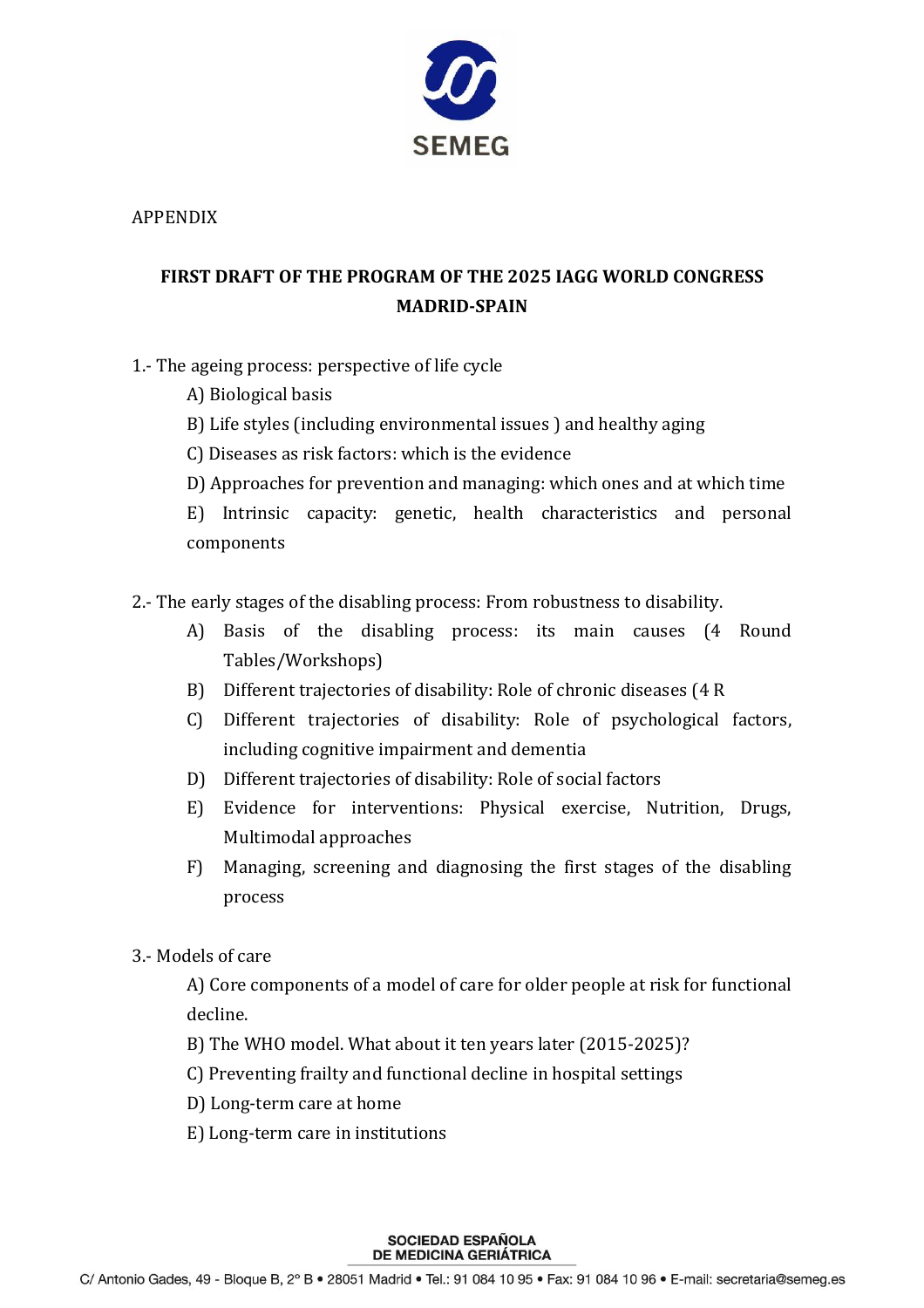APPENDIX

**FIRST DRAFT OF THE PROGRAM OF THE 2025 IAGG WORLD CONGRESS MADRID-SPAIN**

1.- The ageing process: perspective of life cycle

A) Biological basis

B) Life styles (including environmental issues ) and healthy aging

C) Diseases as risk factors: which is the evidence

D) Approaches for prevention and managing: which ones and at which time

E) Intrinsic capacity: genetic, health characteristics and personal components

2.- The early stages of the disabling process: From robustness to disability.

A) Basis of the disabling process: its main causes (4 Round Tables/Workshops)

B) Different trajectories of disability: Role of chronic diseases (4 R

C) Different trajectories of disability: Role of psychological factors, including cognitive impairment and dementia

D) Different trajectories of disability: Role of social factors

E) Evidence for interventions: Physical exercise, Nutrition, Drugs, Multimodal approaches

F) Managing, screening and diagnosing the first stages of the disabling process

3.- Models of care

A) Core components of a model of care for older people at risk for functional decline.

B) The WHO model. What about it ten years later (2015-2025)?

C) Preventing frailty and functional decline in hospital settings

D) Long-term care at home

E) Long-term care in institutions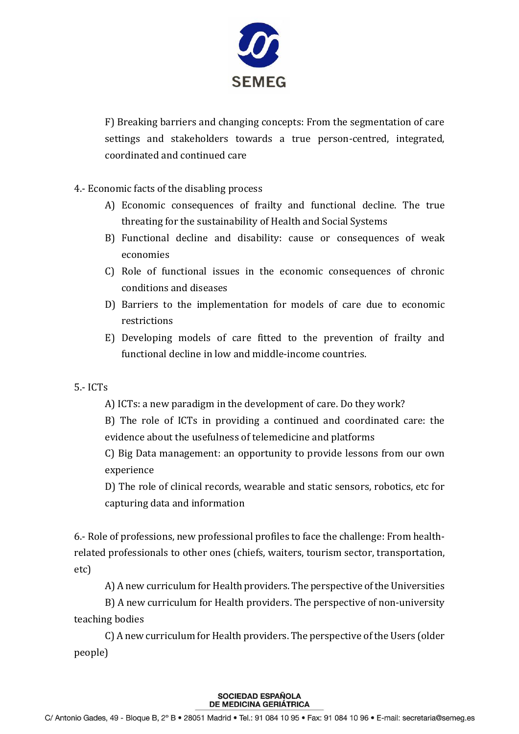F) Breaking barriers and changing concepts: From the segmentation of care settings and stakeholders towards a true person-centred, integrated, coordinated and continued care

4.- Economic facts of the disabling process

A) Economic consequences of frailty and functional decline. The true threating for the sustainability of Health and Social Systems

B) Functional decline and disability: cause or consequences of weak economies

C) Role of functional issues in the economic consequences of chronic conditions and diseases

D) Barriers to the implementation for models of care due to economic restrictions

E) Developing models of care fitted to the prevention of frailty and functional decline in low and middle-income countries.

5.- ICTs

A) ICTs: a new paradigm in the development of care. Do they work?

B) The role of ICTs in providing a continued and coordinated care: the evidence about the usefulness of telemedicine and platforms

C) Big Data management: an opportunity to provide lessons from our own experience

D) The role of clinical records, wearable and static sensors, robotics, etc for capturing data and information

6.- Role of professions, new professional profiles to face the challenge: From health-related professionals to other ones (chiefs, waiters, tourism sector, transportation, etc)

A) A new curriculum for Health providers. The perspective of the Universities

B) A new curriculum for Health providers. The perspective of non-university teaching bodies

C) A new curriculum for Health providers. The perspective of the Users (older people)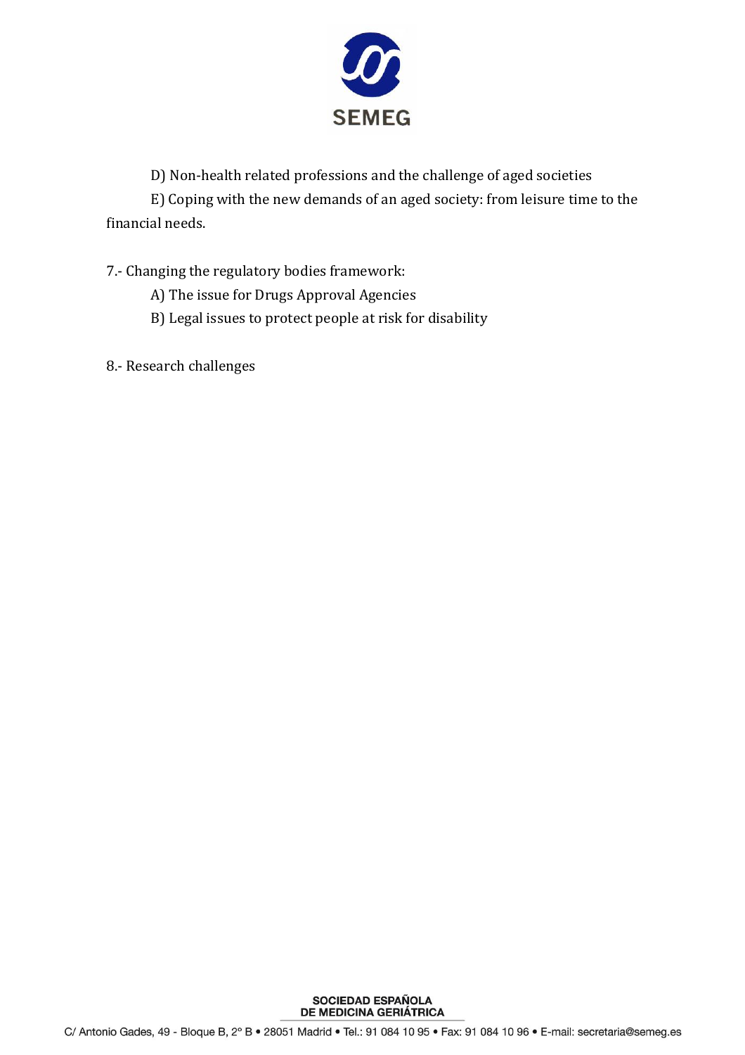D) Non-health related professions and the challenge of aged societies

E) Coping with the new demands of an aged society: from leisure time to the financial needs.

7.- Changing the regulatory bodies framework:

A) The issue for Drugs Approval Agencies

B) Legal issues to protect people at risk for disability

8.- Research challenges